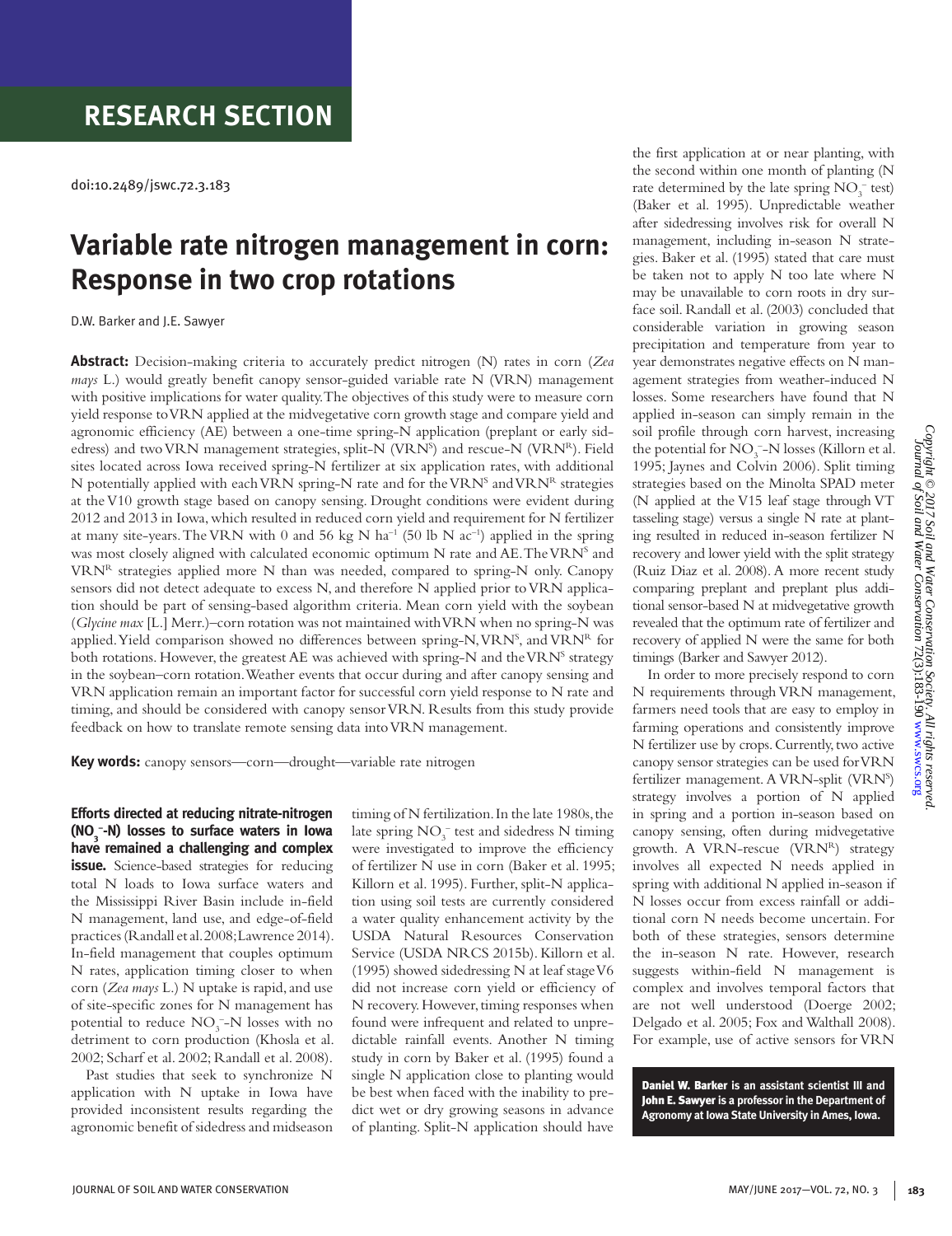# RESEARCH SECTION

doi:10.2489/jswc.72.3.183

# Variable rate nitrogen management in corn: Response in two crop rotations

D.W. Barker and J.E. Sawyer

**Abstract:** Decision-making criteria to accurately predict nitrogen (N) rates in corn (*Zea mays* L.) would greatly benefit canopy sensor-guided variable rate N (VRN) management with positive implications for water quality. The objectives of this study were to measure corn yield response to VRN applied at the midvegetative corn growth stage and compare yield and agronomic efficiency (AE) between a one-time spring-N application (preplant or early sidedress) and two VRN management strategies, split-N ($VRN^S$) and rescue-N ($VRN^R$). Field sites located across Iowa received spring-N fertilizer at six application rates, with additional N potentially applied with each VRN spring-N rate and for the $VRN^S$ and $VRN^R$ strategies at the V10 growth stage based on canopy sensing. Drought conditions were evident during 2012 and 2013 in Iowa, which resulted in reduced corn yield and requirement for N fertilizer at many site-years. The VRN with 0 and 56 kg N $ha^{-1}$ (50 lb N $ac^{-1}$) applied in the spring was most closely aligned with calculated economic optimum N rate and AE. The $VRN^S$ and $VRN^R$ strategies applied more N than was needed, compared to spring-N only. Canopy sensors did not detect adequate to excess N, and therefore N applied prior to VRN application should be part of sensing-based algorithm criteria. Mean corn yield with the soybean (*Glycine max* [L.] Merr.)–corn rotation was not maintained with VRN when no spring-N was applied. Yield comparison showed no differences between spring-N, $VRN^S$, and $VRN^R$ for both rotations. However, the greatest AE was achieved with spring-N and the $VRN^S$ strategy in the soybean–corn rotation. Weather events that occur during and after canopy sensing and VRN application remain an important factor for successful corn yield response to N rate and timing, and should be considered with canopy sensor VRN. Results from this study provide feedback on how to translate remote sensing data into VRN management.

**Key words:** canopy sensors—corn—drought—variable rate nitrogen

**Efforts directed at reducing nitrate-nitrogen ($NO_3^-$-N) losses to surface waters in Iowa have remained a challenging and complex issue.** Science-based strategies for reducing total N loads to Iowa surface waters and the Mississippi River Basin include in-field N management, land use, and edge-of-field practices (Randall et al. 2008; Lawrence 2014). In-field management that couples optimum N rates, application timing closer to when corn (*Zea mays* L.) N uptake is rapid, and use of site-specific zones for N management has potential to reduce $NO_3^-$-N losses with no detriment to corn production (Khosla et al. 2002; Scharf et al. 2002; Randall et al. 2008).

Past studies that seek to synchronize N application with N uptake in Iowa have provided inconsistent results regarding the agronomic benefit of sidedress and midseason timing of N fertilization. In the late 1980s, the late spring $NO_3^-$ test and sidedress N timing were investigated to improve the efficiency of fertilizer N use in corn (Baker et al. 1995; Killorn et al. 1995). Further, split-N application using soil tests are currently considered a water quality enhancement activity by the USDA Natural Resources Conservation Service (USDA NRCS 2015b). Killorn et al. (1995) showed sidedressing N at leaf stage V6 did not increase corn yield or efficiency of N recovery. However, timing responses when found were infrequent and related to unpredictable rainfall events. Another N timing study in corn by Baker et al. (1995) found a single N application close to planting would be best when faced with the inability to predict wet or dry growing seasons in advance of planting. Split-N application should have the first application at or near planting, with the second within one month of planting (N rate determined by the late spring $NO_3^-$ test) (Baker et al. 1995). Unpredictable weather after sidedressing involves risk for overall N management, including in-season N strategies. Baker et al. (1995) stated that care must be taken not to apply N too late where N may be unavailable to corn roots in dry surface soil. Randall et al. (2003) concluded that considerable variation in growing season precipitation and temperature from year to year demonstrates negative effects on N management strategies from weather-induced N losses. Some researchers have found that N applied in-season can simply remain in the soil profile through corn harvest, increasing the potential for $NO_3^-$-N losses (Killorn et al. 1995; Jaynes and Colvin 2006). Split timing strategies based on the Minolta SPAD meter (N applied at the V15 leaf stage through VT tasseling stage) versus a single N rate at planting resulted in reduced in-season fertilizer N recovery and lower yield with the split strategy (Ruiz Diaz et al. 2008). A more recent study comparing preplant and preplant plus additional sensor-based N at midvegetative growth revealed that the optimum rate of fertilizer and recovery of applied N were the same for both timings (Barker and Sawyer 2012).

In order to more precisely respond to corn N requirements through VRN management, farmers need tools that are easy to employ in farming operations and consistently improve N fertilizer use by crops. Currently, two active canopy sensor strategies can be used for VRN fertilizer management. A VRN-split ($VRN^S$) strategy involves a portion of N applied in spring and a portion in-season based on canopy sensing, often during midvegetative growth. A VRN-rescue ($VRN^R$) strategy involves all expected N needs applied in spring with additional N applied in-season if N losses occur from excess rainfall or additional corn N needs become uncertain. For both of these strategies, sensors determine the in-season N rate. However, research suggests within-field N management is complex and involves temporal factors that are not well understood (Doerge 2002; Delgado et al. 2005; Fox and Walthall 2008). For example, use of active sensors for VRN

**Daniel W. Barker** is an assistant scientist III and **John E. Sawyer** is a professor in the Department of Agronomy at Iowa State University in Ames, Iowa.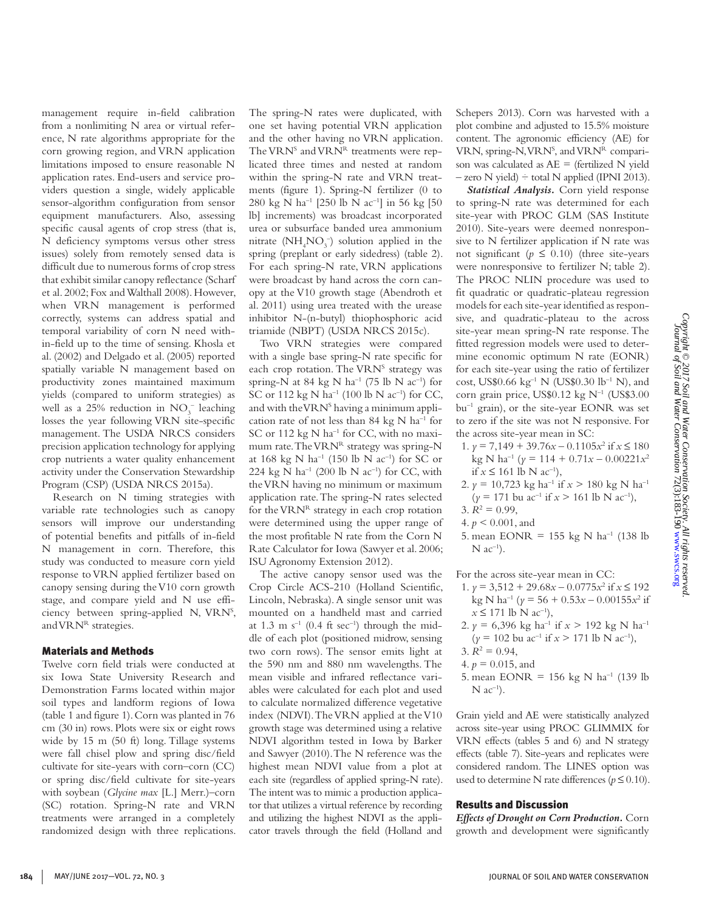management require in-field calibration from a nonlimiting N area or virtual reference, N rate algorithms appropriate for the corn growing region, and VRN application limitations imposed to ensure reasonable N application rates. End-users and service providers question a single, widely applicable sensor-algorithm configuration from sensor equipment manufacturers. Also, assessing specific causal agents of crop stress (that is, N deficiency symptoms versus other stress issues) solely from remotely sensed data is difficult due to numerous forms of crop stress that exhibit similar canopy reflectance (Scharf et al. 2002; Fox and Walthall 2008). However, when VRN management is performed correctly, systems can address spatial and temporal variability of corn N need within-field up to the time of sensing. Khosla et al. (2002) and Delgado et al. (2005) reported spatially variable N management based on productivity zones maintained maximum yields (compared to uniform strategies) as well as a 25% reduction in $NO_3^-$ leaching losses the year following VRN site-specific management. The USDA NRCS considers precision application technology for applying crop nutrients a water quality enhancement activity under the Conservation Stewardship Program (CSP) (USDA NRCS 2015a).

Research on N timing strategies with variable rate technologies such as canopy sensors will improve our understanding of potential benefits and pitfalls of in-field N management in corn. Therefore, this study was conducted to measure corn yield response to VRN applied fertilizer based on canopy sensing during the V10 corn growth stage, and compare yield and N use efficiency between spring-applied N, $VRN^S$, and $VRN^R$ strategies.

## Materials and Methods

Twelve corn field trials were conducted at six Iowa State University Research and Demonstration Farms located within major soil types and landform regions of Iowa (table 1 and figure 1). Corn was planted in 76 cm (30 in) rows. Plots were six or eight rows wide by 15 m (50 ft) long. Tillage systems were fall chisel plow and spring disc/field cultivate for site-years with corn–corn (CC) or spring disc/field cultivate for site-years with soybean (*Glycine max* [L.] Merr.)–corn (SC) rotation. Spring-N rate and VRN treatments were arranged in a completely randomized design with three replications. The spring-N rates were duplicated, with one set having potential VRN application and the other having no VRN application. The $VRN^S$ and $VRN^R$ treatments were replicated three times and nested at random within the spring-N rate and VRN treatments (figure 1). Spring-N fertilizer (0 to 280 kg N ha$^{-1}$ [250 lb N ac$^{-1}$] in 56 kg [50 lb] increments) was broadcast incorporated urea or subsurface banded urea ammonium nitrate ($NH_4NO_3^-$) solution applied in the spring (preplant or early sidedress) (table 2). For each spring-N rate, VRN applications were broadcast by hand across the corn canopy at the V10 growth stage (Abendroth et al. 2011) using urea treated with the urease inhibitor N-(n-butyl) thiophosphoric acid triamide (NBPT) (USDA NRCS 2015c).

Two VRN strategies were compared with a single base spring-N rate specific for each crop rotation. The $VRN^S$ strategy was spring-N at 84 kg N ha$^{-1}$ (75 lb N ac$^{-1}$) for SC or 112 kg N ha$^{-1}$ (100 lb N ac$^{-1}$) for CC, and with the $VRN^S$ having a minimum application rate of not less than 84 kg N ha$^{-1}$ for SC or 112 kg N ha$^{-1}$ for CC, with no maximum rate. The $VRN^R$ strategy was spring-N at 168 kg N ha$^{-1}$ (150 lb N ac$^{-1}$) for SC or 224 kg N ha$^{-1}$ (200 lb N ac$^{-1}$) for CC, with the VRN having no minimum or maximum application rate. The spring-N rates selected for the $VRN^R$ strategy in each crop rotation were determined using the upper range of the most profitable N rate from the Corn N Rate Calculator for Iowa (Sawyer et al. 2006; ISU Agronomy Extension 2012).

The active canopy sensor used was the Crop Circle ACS-210 (Holland Scientific, Lincoln, Nebraska). A single sensor unit was mounted on a handheld mast and carried at 1.3 m s$^{-1}$ (0.4 ft sec$^{-1}$) through the middle of each plot (positioned midrow, sensing two corn rows). The sensor emits light at the 590 nm and 880 nm wavelengths. The mean visible and infrared reflectance variables were calculated for each plot and used to calculate normalized difference vegetative index (NDVI). The VRN applied at the V10 growth stage was determined using a relative NDVI algorithm tested in Iowa by Barker and Sawyer (2010). The N reference was the highest mean NDVI value from a plot at each site (regardless of applied spring-N rate). The intent was to mimic a production applicator that utilizes a virtual reference by recording and utilizing the highest NDVI as the applicator travels through the field (Holland and Schepers 2013). Corn was harvested with a plot combine and adjusted to 15.5% moisture content. The agronomic efficiency (AE) for VRN, spring-N, $VRN^S$, and $VRN^R$ comparison was calculated as AE = (fertilized N yield – zero N yield) ÷ total N applied (IPNI 2013).

***Statistical Analysis.*** Corn yield response to spring-N rate was determined for each site-year with PROC GLM (SAS Institute 2010). Site-years were deemed nonresponsive to N fertilizer application if N rate was not significant ($p \leq 0.10$) (three site-years were nonresponsive to fertilizer N; table 2). The PROC NLIN procedure was used to fit quadratic or quadratic-plateau regression models for each site-year identified as responsive, and quadratic-plateau to the across site-year mean spring-N rate response. The fitted regression models were used to determine economic optimum N rate (EONR) for each site-year using the ratio of fertilizer cost, US\$0.66 kg$^{-1}$ N (US\$0.30 lb$^{-1}$ N), and corn grain price, US\$0.12 kg N$^{-1}$ (US\$3.00 bu$^{-1}$ grain), or the site-year EONR was set to zero if the site was not N responsive. For the across site-year mean in SC:

1. $y = 7{,}149 + 39.76x - 0.1105x^2$ if $x \leq 180$ kg N ha$^{-1}$ ($y = 114 + 0.71x - 0.00221x^2$ if $x \leq 161$ lb N ac$^{-1}$),
2. $y = 10{,}723$ kg ha$^{-1}$ if $x > 180$ kg N ha$^{-1}$ ($y = 171$ bu ac$^{-1}$ if $x > 161$ lb N ac$^{-1}$),
3. $R^2 = 0.99$,
4. $p < 0.001$, and
5. mean EONR = 155 kg N ha$^{-1}$ (138 lb N ac$^{-1}$).

For the across site-year mean in CC:

1. $y = 3{,}512 + 29.68x - 0.0775x^2$ if $x \leq 192$ kg N ha$^{-1}$ ($y = 56 + 0.53x - 0.00155x^2$ if $x \leq 171$ lb N ac$^{-1}$),
2. $y = 6{,}396$ kg ha$^{-1}$ if $x > 192$ kg N ha$^{-1}$ ($y = 102$ bu ac$^{-1}$ if $x > 171$ lb N ac$^{-1}$),
3. $R^2 = 0.94$,
4. $p = 0.015$, and
5. mean EONR = 156 kg N ha$^{-1}$ (139 lb N ac$^{-1}$).

Grain yield and AE were statistically analyzed across site-year using PROC GLIMMIX for VRN effects (tables 5 and 6) and N strategy effects (table 7). Site-years and replicates were considered random. The LINES option was used to determine N rate differences ($p \leq 0.10$).

## Results and Discussion

***Effects of Drought on Corn Production.*** Corn growth and development were significantly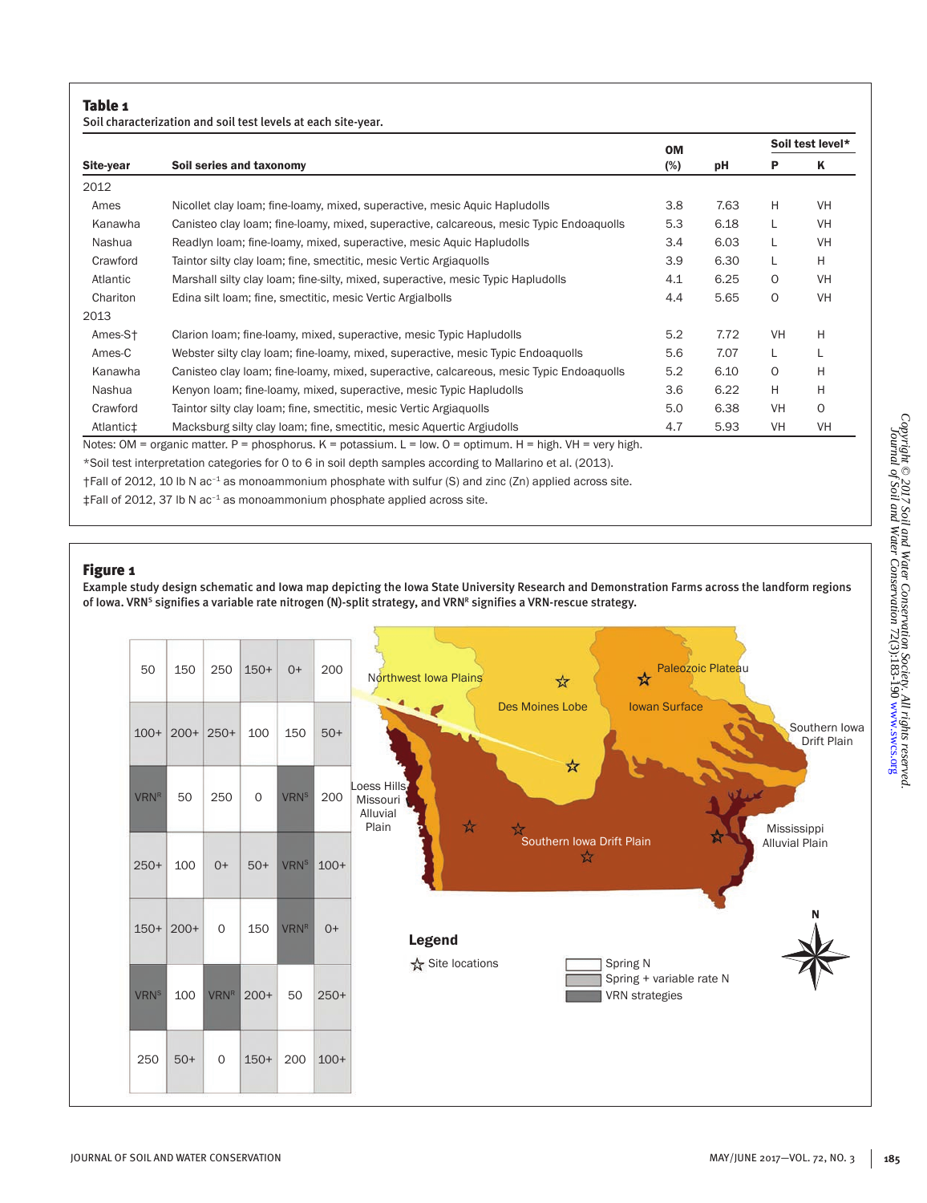**Table 1**
Soil characterization and soil test levels at each site-year.

| Site-year | Soil series and taxonomy | OM (%) | pH | Soil test level* P | Soil test level* K |
|---|---|---|---|---|---|
| 2012 | | | | | |
| Ames | Nicollet clay loam; fine-loamy, mixed, superactive, mesic Aquic Hapludolls | 3.8 | 7.63 | H | VH |
| Kanawha | Canisteo clay loam; fine-loamy, mixed, superactive, calcareous, mesic Typic Endoaquolls | 5.3 | 6.18 | L | VH |
| Nashua | Readlyn loam; fine-loamy, mixed, superactive, mesic Aquic Hapludolls | 3.4 | 6.03 | L | VH |
| Crawford | Taintor silty clay loam; fine, smectitic, mesic Vertic Argiaquolls | 3.9 | 6.30 | L | H |
| Atlantic | Marshall silty clay loam; fine-silty, mixed, superactive, mesic Typic Hapludolls | 4.1 | 6.25 | O | VH |
| Chariton | Edina silt loam; fine, smectitic, mesic Vertic Argialbolls | 4.4 | 5.65 | O | VH |
| 2013 | | | | | |
| Ames-S† | Clarion loam; fine-loamy, mixed, superactive, mesic Typic Hapludolls | 5.2 | 7.72 | VH | H |
| Ames-C | Webster silty clay loam; fine-loamy, mixed, superactive, mesic Typic Endoaquolls | 5.6 | 7.07 | L | L |
| Kanawha | Canisteo clay loam; fine-loamy, mixed, superactive, calcareous, mesic Typic Endoaquolls | 5.2 | 6.10 | O | H |
| Nashua | Kenyon loam; fine-loamy, mixed, superactive, mesic Typic Hapludolls | 3.6 | 6.22 | H | H |
| Crawford | Taintor silty clay loam; fine, smectitic, mesic Vertic Argiaquolls | 5.0 | 6.38 | VH | O |
| Atlantic‡ | Macksburg silty clay loam; fine, smectitic, mesic Aquertic Argiudolls | 4.7 | 5.93 | VH | VH |

Notes: OM = organic matter. P = phosphorus. K = potassium. L = low. O = optimum. H = high. VH = very high.
*Soil test interpretation categories for 0 to 6 in soil depth samples according to Mallarino et al. (2013).
†Fall of 2012, 10 lb N ac$^{-1}$ as monoammonium phosphate with sulfur (S) and zinc (Zn) applied across site.
‡Fall of 2012, 37 lb N ac$^{-1}$ as monoammonium phosphate applied across site.

**Figure 1**
Example study design schematic and Iowa map depicting the Iowa State University Research and Demonstration Farms across the landform regions of Iowa. VRN$^S$ signifies a variable rate nitrogen (N)-split strategy, and VRN$^R$ signifies a VRN-rescue strategy.

| | | | | | |
|---|---|---|---|---|---|
| 50 | 150 | 250 | 150+ | 0+ | 200 |
| 100+ | 200+ | 250+ | 100 | 150 | 50+ |
| VRN$^R$ | 50 | 250 | 0 | VRN$^S$ | 200 |
| 250+ | 100 | 0+ | 50+ | VRN$^S$ | 100+ |
| 150+ | 200+ | 0 | 150 | VRN$^R$ | 0+ |
| VRN$^S$ | 100 | VRN$^R$ | 200+ | 50 | 250+ |
| 250 | 50+ | 0 | 150+ | 200 | 100+ |

Northwest Iowa Plains; Des Moines Lobe; Paleozoic Plateau; Iowan Surface; Southern Iowa Drift Plain; Loess Hills Missouri Alluvial Plain; Southern Iowa Drift Plain; Mississippi Alluvial Plain

Legend: ☆ Site locations; Spring N; Spring + variable rate N; VRN strategies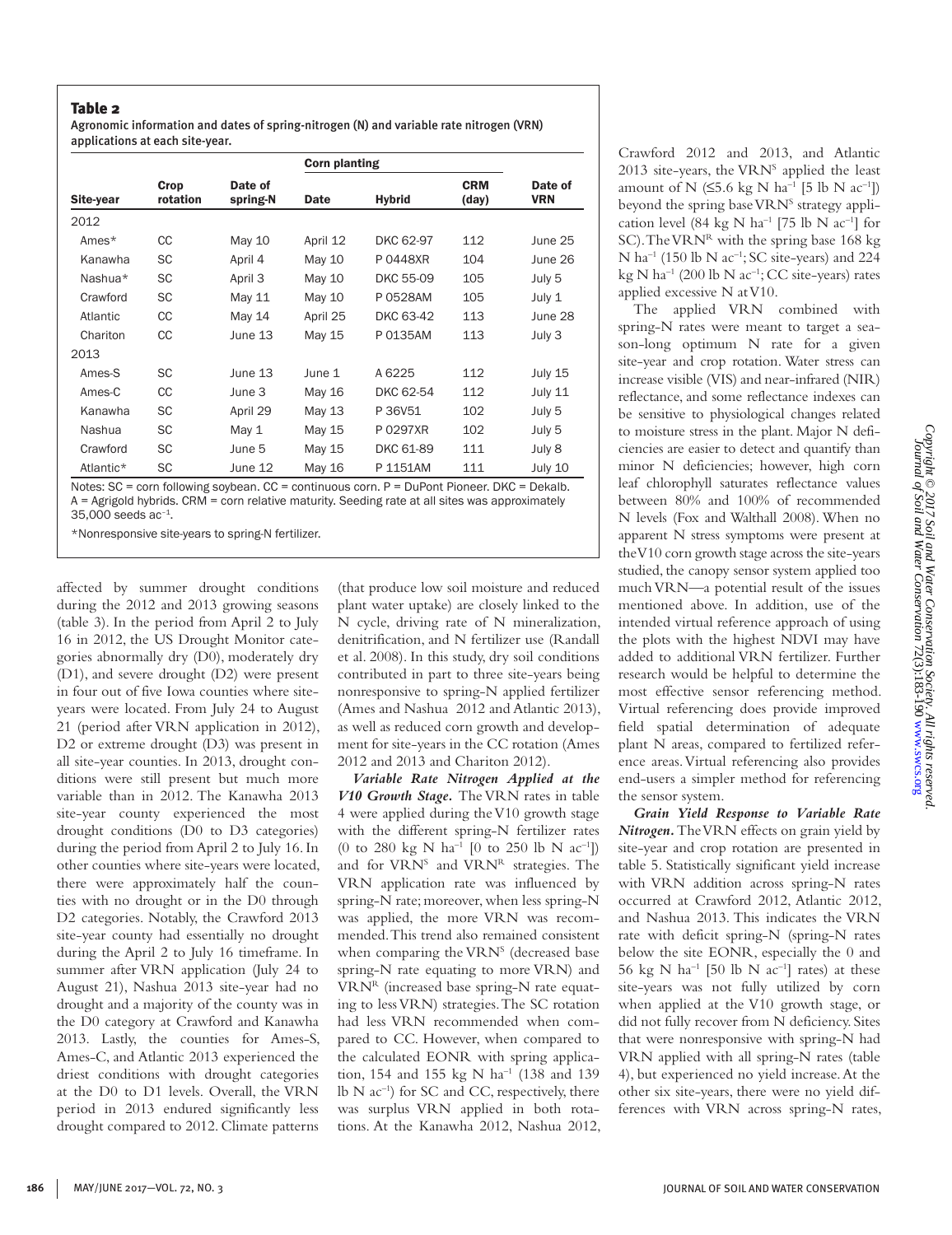**Table 2**
Agronomic information and dates of spring-nitrogen (N) and variable rate nitrogen (VRN) applications at each site-year.

| | | | Corn planting | | | |
|---|---|---|---|---|---|---|
| Site-year | Crop rotation | Date of spring-N | Date | Hybrid | CRM (day) | Date of VRN |
| 2012 | | | | | | |
| Ames* | CC | May 10 | April 12 | DKC 62-97 | 112 | June 25 |
| Kanawha | SC | April 4 | May 10 | P 0448XR | 104 | June 26 |
| Nashua* | SC | April 3 | May 10 | DKC 55-09 | 105 | July 5 |
| Crawford | SC | May 11 | May 10 | P 0528AM | 105 | July 1 |
| Atlantic | CC | May 14 | April 25 | DKC 63-42 | 113 | June 28 |
| Chariton | CC | June 13 | May 15 | P 0135AM | 113 | July 3 |
| 2013 | | | | | | |
| Ames-S | SC | June 13 | June 1 | A 6225 | 112 | July 15 |
| Ames-C | CC | June 3 | May 16 | DKC 62-54 | 112 | July 11 |
| Kanawha | SC | April 29 | May 13 | P 36V51 | 102 | July 5 |
| Nashua | SC | May 1 | May 15 | P 0297XR | 102 | July 5 |
| Crawford | SC | June 5 | May 15 | DKC 61-89 | 111 | July 8 |
| Atlantic* | SC | June 12 | May 16 | P 1151AM | 111 | July 10 |

Notes: SC = corn following soybean. CC = continuous corn. P = DuPont Pioneer. DKC = Dekalb. A = Agrigold hybrids. CRM = corn relative maturity. Seeding rate at all sites was approximately 35,000 seeds ac$^{-1}$.

*Nonresponsive site-years to spring-N fertilizer.

affected by summer drought conditions during the 2012 and 2013 growing seasons (table 3). In the period from April 2 to July 16 in 2012, the US Drought Monitor categories abnormally dry (D0), moderately dry (D1), and severe drought (D2) were present in four out of five Iowa counties where site-years were located. From July 24 to August 21 (period after VRN application in 2012), D2 or extreme drought (D3) was present in all site-year counties. In 2013, drought conditions were still present but much more variable than in 2012. The Kanawha 2013 site-year county experienced the most drought conditions (D0 to D3 categories) during the period from April 2 to July 16. In other counties where site-years were located, there were approximately half the counties with no drought or in the D0 through D2 categories. Notably, the Crawford 2013 site-year county had essentially no drought during the April 2 to July 16 timeframe. In summer after VRN application (July 24 to August 21), Nashua 2013 site-year had no drought and a majority of the county was in the D0 category at Crawford and Kanawha 2013. Lastly, the counties for Ames-S, Ames-C, and Atlantic 2013 experienced the driest conditions with drought categories at the D0 to D1 levels. Overall, the VRN period in 2013 endured significantly less drought compared to 2012. Climate patterns (that produce low soil moisture and reduced plant water uptake) are closely linked to the N cycle, driving rate of N mineralization, denitrification, and N fertilizer use (Randall et al. 2008). In this study, dry soil conditions contributed in part to three site-years being nonresponsive to spring-N applied fertilizer (Ames and Nashua 2012 and Atlantic 2013), as well as reduced corn growth and development for site-years in the CC rotation (Ames 2012 and 2013 and Chariton 2012).

***Variable Rate Nitrogen Applied at the V10 Growth Stage.*** The VRN rates in table 4 were applied during the V10 growth stage with the different spring-N fertilizer rates (0 to 280 kg N ha$^{-1}$ [0 to 250 lb N ac$^{-1}$]) and for VRN$^S$ and VRN$^R$ strategies. The VRN application rate was influenced by spring-N rate; moreover, when less spring-N was applied, the more VRN was recommended. This trend also remained consistent when comparing the VRN$^S$ (decreased base spring-N rate equating to more VRN) and VRN$^R$ (increased base spring-N rate equating to less VRN) strategies. The SC rotation had less VRN recommended when compared to CC. However, when compared to the calculated EONR with spring application, 154 and 155 kg N ha$^{-1}$ (138 and 139 lb N ac$^{-1}$) for SC and CC, respectively, there was surplus VRN applied in both rotations. At the Kanawha 2012, Nashua 2012, Crawford 2012 and 2013, and Atlantic 2013 site-years, the VRN$^S$ applied the least amount of N (≤5.6 kg N ha$^{-1}$ [5 lb N ac$^{-1}$]) beyond the spring base VRN$^S$ strategy application level (84 kg N ha$^{-1}$ [75 lb N ac$^{-1}$] for SC). The VRN$^R$ with the spring base 168 kg N ha$^{-1}$ (150 lb N ac$^{-1}$; SC site-years) and 224 kg N ha$^{-1}$ (200 lb N ac$^{-1}$; CC site-years) rates applied excessive N at V10.

The applied VRN combined with spring-N rates were meant to target a season-long optimum N rate for a given site-year and crop rotation. Water stress can increase visible (VIS) and near-infrared (NIR) reflectance, and some reflectance indexes can be sensitive to physiological changes related to moisture stress in the plant. Major N deficiencies are easier to detect and quantify than minor N deficiencies; however, high corn leaf chlorophyll saturates reflectance values between 80% and 100% of recommended N levels (Fox and Walthall 2008). When no apparent N stress symptoms were present at the V10 corn growth stage across the site-years studied, the canopy sensor system applied too much VRN—a potential result of the issues mentioned above. In addition, use of the intended virtual reference approach of using the plots with the highest NDVI may have added to additional VRN fertilizer. Further research would be helpful to determine the most effective sensor referencing method. Virtual referencing does provide improved field spatial determination of adequate plant N areas, compared to fertilized reference areas. Virtual referencing also provides end-users a simpler method for referencing the sensor system.

***Grain Yield Response to Variable Rate Nitrogen.*** The VRN effects on grain yield by site-year and crop rotation are presented in table 5. Statistically significant yield increase with VRN addition across spring-N rates occurred at Crawford 2012, Atlantic 2012, and Nashua 2013. This indicates the VRN rate with deficit spring-N (spring-N rates below the site EONR, especially the 0 and 56 kg N ha$^{-1}$ [50 lb N ac$^{-1}$] rates) at these site-years was not fully utilized by corn when applied at the V10 growth stage, or did not fully recover from N deficiency. Sites that were nonresponsive with spring-N had VRN applied with all spring-N rates (table 4), but experienced no yield increase. At the other six site-years, there were no yield differences with VRN across spring-N rates,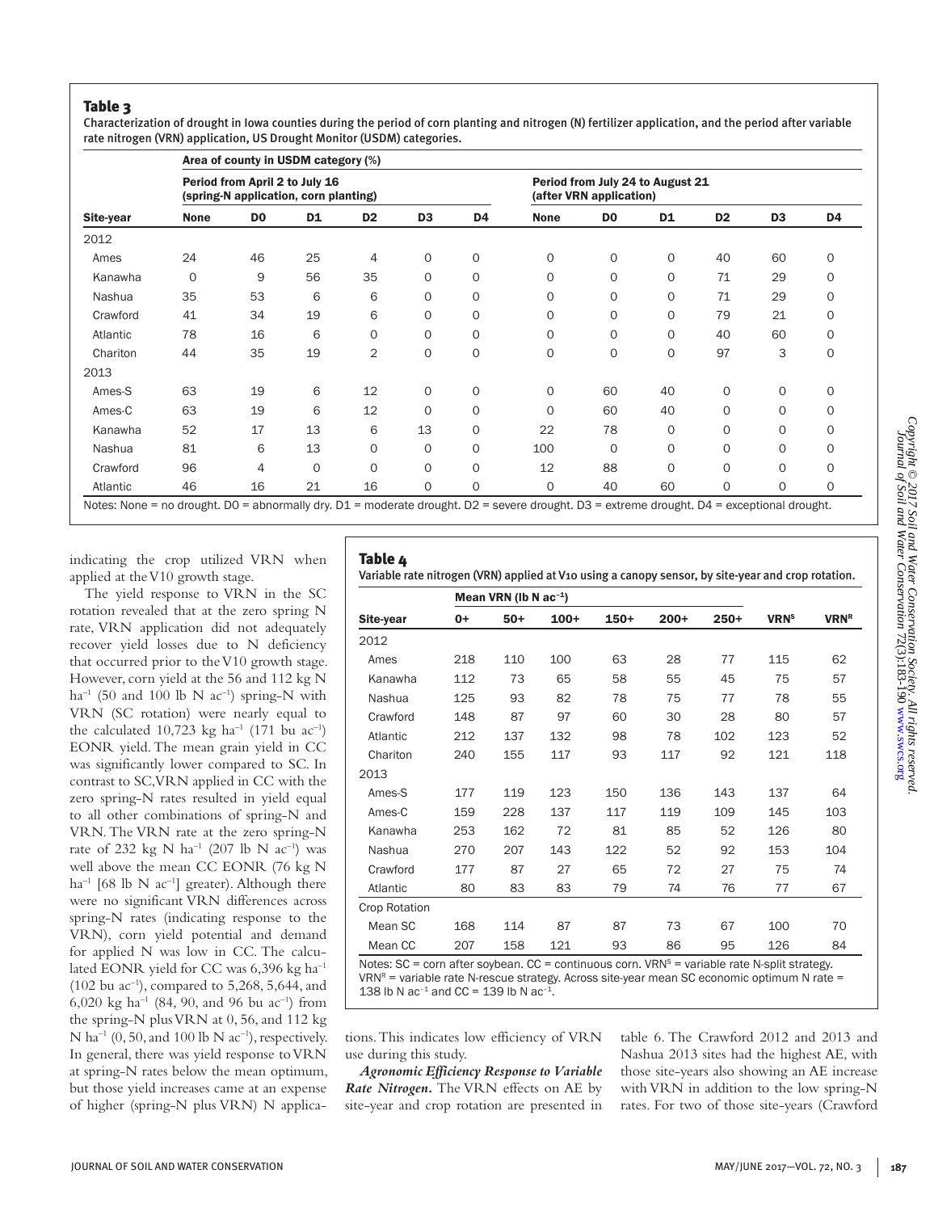**Table 3**
Characterization of drought in Iowa counties during the period of corn planting and nitrogen (N) fertilizer application, and the period after variable rate nitrogen (VRN) application, US Drought Monitor (USDM) categories.

| | Area of county in USDM category (%) | | | | | | | | | | | |
|---|---|---|---|---|---|---|---|---|---|---|---|---|
| | Period from April 2 to July 16 (spring-N application, corn planting) | | | | | | Period from July 24 to August 21 (after VRN application) | | | | | |
| Site-year | None | D0 | D1 | D2 | D3 | D4 | None | D0 | D1 | D2 | D3 | D4 |
| 2012 | | | | | | | | | | | | |
| Ames | 24 | 46 | 25 | 4 | 0 | 0 | 0 | 0 | 0 | 40 | 60 | 0 |
| Kanawha | 0 | 9 | 56 | 35 | 0 | 0 | 0 | 0 | 0 | 71 | 29 | 0 |
| Nashua | 35 | 53 | 6 | 6 | 0 | 0 | 0 | 0 | 0 | 71 | 29 | 0 |
| Crawford | 41 | 34 | 19 | 6 | 0 | 0 | 0 | 0 | 0 | 79 | 21 | 0 |
| Atlantic | 78 | 16 | 6 | 0 | 0 | 0 | 0 | 0 | 0 | 40 | 60 | 0 |
| Chariton | 44 | 35 | 19 | 2 | 0 | 0 | 0 | 0 | 0 | 97 | 3 | 0 |
| 2013 | | | | | | | | | | | | |
| Ames-S | 63 | 19 | 6 | 12 | 0 | 0 | 0 | 60 | 40 | 0 | 0 | 0 |
| Ames-C | 63 | 19 | 6 | 12 | 0 | 0 | 0 | 60 | 40 | 0 | 0 | 0 |
| Kanawha | 52 | 17 | 13 | 6 | 13 | 0 | 22 | 78 | 0 | 0 | 0 | 0 |
| Nashua | 81 | 6 | 13 | 0 | 0 | 0 | 100 | 0 | 0 | 0 | 0 | 0 |
| Crawford | 96 | 4 | 0 | 0 | 0 | 0 | 12 | 88 | 0 | 0 | 0 | 0 |
| Atlantic | 46 | 16 | 21 | 16 | 0 | 0 | 0 | 40 | 60 | 0 | 0 | 0 |

Notes: None = no drought. D0 = abnormally dry. D1 = moderate drought. D2 = severe drought. D3 = extreme drought. D4 = exceptional drought.

indicating the crop utilized VRN when applied at the V10 growth stage.

The yield response to VRN in the SC rotation revealed that at the zero spring N rate, VRN application did not adequately recover yield losses due to N deficiency that occurred prior to the V10 growth stage. However, corn yield at the 56 and 112 kg N $ha^{-1}$ (50 and 100 lb N $ac^{-1}$) spring-N with VRN (SC rotation) were nearly equal to the calculated 10,723 kg $ha^{-1}$ (171 bu $ac^{-1}$) EONR yield. The mean grain yield in CC was significantly lower compared to SC. In contrast to SC, VRN applied in CC with the zero spring-N rates resulted in yield equal to all other combinations of spring-N and VRN. The VRN rate at the zero spring-N rate of 232 kg N $ha^{-1}$ (207 lb N $ac^{-1}$) was well above the mean CC EONR (76 kg N $ha^{-1}$ [68 lb N $ac^{-1}$] greater). Although there were no significant VRN differences across spring-N rates (indicating response to the VRN), corn yield potential and demand for applied N was low in CC. The calculated EONR yield for CC was 6,396 kg $ha^{-1}$ (102 bu $ac^{-1}$), compared to 5,268, 5,644, and 6,020 kg $ha^{-1}$ (84, 90, and 96 bu $ac^{-1}$) from the spring-N plus VRN at 0, 56, and 112 kg N $ha^{-1}$ (0, 50, and 100 lb N $ac^{-1}$), respectively. In general, there was yield response to VRN at spring-N rates below the mean optimum, but those yield increases came at an expense of higher (spring-N plus VRN) N applications. This indicates low efficiency of VRN use during this study.

**Table 4**
Variable rate nitrogen (VRN) applied at V10 using a canopy sensor, by site-year and crop rotation.

| | Mean VRN (lb N $ac^{-1}$) | | | | | | | |
|---|---|---|---|---|---|---|---|---|
| Site-year | 0+ | 50+ | 100+ | 150+ | 200+ | 250+ | $VRN^S$ | $VRN^R$ |
| 2012 | | | | | | | | |
| Ames | 218 | 110 | 100 | 63 | 28 | 77 | 115 | 62 |
| Kanawha | 112 | 73 | 65 | 58 | 55 | 45 | 75 | 57 |
| Nashua | 125 | 93 | 82 | 78 | 75 | 77 | 78 | 55 |
| Crawford | 148 | 87 | 97 | 60 | 30 | 28 | 80 | 57 |
| Atlantic | 212 | 137 | 132 | 98 | 78 | 102 | 123 | 52 |
| Chariton | 240 | 155 | 117 | 93 | 117 | 92 | 121 | 118 |
| 2013 | | | | | | | | |
| Ames-S | 177 | 119 | 123 | 150 | 136 | 143 | 137 | 64 |
| Ames-C | 159 | 228 | 137 | 117 | 119 | 109 | 145 | 103 |
| Kanawha | 253 | 162 | 72 | 81 | 85 | 52 | 126 | 80 |
| Nashua | 270 | 207 | 143 | 122 | 52 | 92 | 153 | 104 |
| Crawford | 177 | 87 | 27 | 65 | 72 | 27 | 75 | 74 |
| Atlantic | 80 | 83 | 83 | 79 | 74 | 76 | 77 | 67 |
| Crop Rotation | | | | | | | | |
| Mean SC | 168 | 114 | 87 | 87 | 73 | 67 | 100 | 70 |
| Mean CC | 207 | 158 | 121 | 93 | 86 | 95 | 126 | 84 |

Notes: SC = corn after soybean. CC = continuous corn. $VRN^S$ = variable rate N-split strategy. $VRN^R$ = variable rate N-rescue strategy. Across site-year mean SC economic optimum N rate = 138 lb N $ac^{-1}$ and CC = 139 lb N $ac^{-1}$.

*Agronomic Efficiency Response to Variable Rate Nitrogen.* The VRN effects on AE by site-year and crop rotation are presented in table 6. The Crawford 2012 and 2013 and Nashua 2013 sites had the highest AE, with those site-years also showing an AE increase with VRN in addition to the low spring-N rates. For two of those site-years (Crawford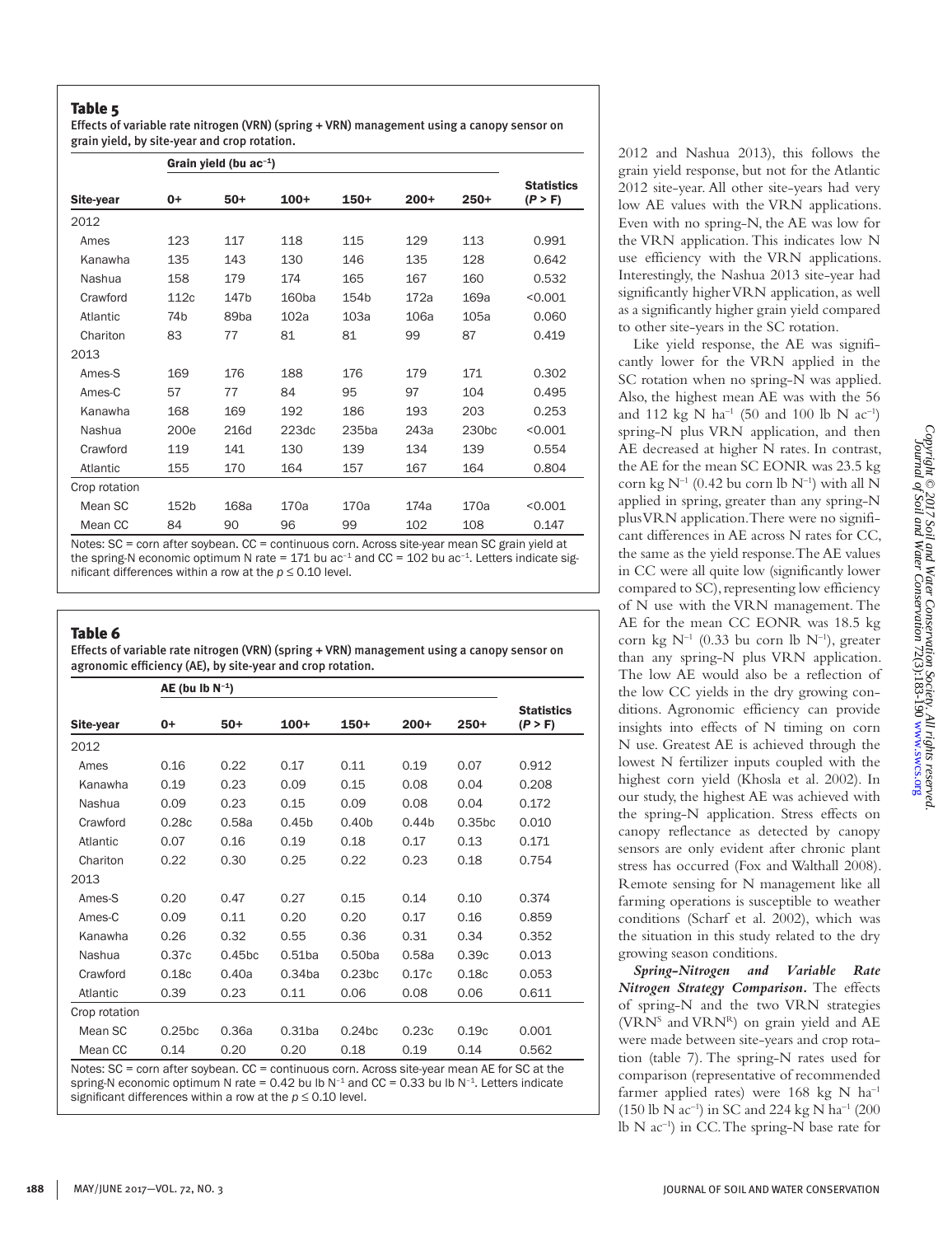## Table 5

Effects of variable rate nitrogen (VRN) (spring + VRN) management using a canopy sensor on grain yield, by site-year and crop rotation.

| | Grain yield (bu ac$^{-1}$) | | | | | | |
|---|---|---|---|---|---|---|---|
| Site-year | 0+ | 50+ | 100+ | 150+ | 200+ | 250+ | Statistics (P > F) |
| 2012 | | | | | | | |
| Ames | 123 | 117 | 118 | 115 | 129 | 113 | 0.991 |
| Kanawha | 135 | 143 | 130 | 146 | 135 | 128 | 0.642 |
| Nashua | 158 | 179 | 174 | 165 | 167 | 160 | 0.532 |
| Crawford | 112c | 147b | 160ba | 154b | 172a | 169a | <0.001 |
| Atlantic | 74b | 89ba | 102a | 103a | 106a | 105a | 0.060 |
| Chariton | 83 | 77 | 81 | 81 | 99 | 87 | 0.419 |
| 2013 | | | | | | | |
| Ames-S | 169 | 176 | 188 | 176 | 179 | 171 | 0.302 |
| Ames-C | 57 | 77 | 84 | 95 | 97 | 104 | 0.495 |
| Kanawha | 168 | 169 | 192 | 186 | 193 | 203 | 0.253 |
| Nashua | 200e | 216d | 223dc | 235ba | 243a | 230bc | <0.001 |
| Crawford | 119 | 141 | 130 | 139 | 134 | 139 | 0.554 |
| Atlantic | 155 | 170 | 164 | 157 | 167 | 164 | 0.804 |
| Crop rotation | | | | | | | |
| Mean SC | 152b | 168a | 170a | 170a | 174a | 170a | <0.001 |
| Mean CC | 84 | 90 | 96 | 99 | 102 | 108 | 0.147 |

Notes: SC = corn after soybean. CC = continuous corn. Across site-year mean SC grain yield at the spring-N economic optimum N rate = 171 bu ac$^{-1}$ and CC = 102 bu ac$^{-1}$. Letters indicate significant differences within a row at the $p \leq 0.10$ level.

## Table 6

Effects of variable rate nitrogen (VRN) (spring + VRN) management using a canopy sensor on agronomic efficiency (AE), by site-year and crop rotation.

| | AE (bu lb N$^{-1}$) | | | | | | |
|---|---|---|---|---|---|---|---|
| Site-year | 0+ | 50+ | 100+ | 150+ | 200+ | 250+ | Statistics (P > F) |
| 2012 | | | | | | | |
| Ames | 0.16 | 0.22 | 0.17 | 0.11 | 0.19 | 0.07 | 0.912 |
| Kanawha | 0.19 | 0.23 | 0.09 | 0.15 | 0.08 | 0.04 | 0.208 |
| Nashua | 0.09 | 0.23 | 0.15 | 0.09 | 0.08 | 0.04 | 0.172 |
| Crawford | 0.28c | 0.58a | 0.45b | 0.40b | 0.44b | 0.35bc | 0.010 |
| Atlantic | 0.07 | 0.16 | 0.19 | 0.18 | 0.17 | 0.13 | 0.171 |
| Chariton | 0.22 | 0.30 | 0.25 | 0.22 | 0.23 | 0.18 | 0.754 |
| 2013 | | | | | | | |
| Ames-S | 0.20 | 0.47 | 0.27 | 0.15 | 0.14 | 0.10 | 0.374 |
| Ames-C | 0.09 | 0.11 | 0.20 | 0.20 | 0.17 | 0.16 | 0.859 |
| Kanawha | 0.26 | 0.32 | 0.55 | 0.36 | 0.31 | 0.34 | 0.352 |
| Nashua | 0.37c | 0.45bc | 0.51ba | 0.50ba | 0.58a | 0.39c | 0.013 |
| Crawford | 0.18c | 0.40a | 0.34ba | 0.23bc | 0.17c | 0.18c | 0.053 |
| Atlantic | 0.39 | 0.23 | 0.11 | 0.06 | 0.08 | 0.06 | 0.611 |
| Crop rotation | | | | | | | |
| Mean SC | 0.25bc | 0.36a | 0.31ba | 0.24bc | 0.23c | 0.19c | 0.001 |
| Mean CC | 0.14 | 0.20 | 0.20 | 0.18 | 0.19 | 0.14 | 0.562 |

Notes: SC = corn after soybean. CC = continuous corn. Across site-year mean AE for SC at the spring-N economic optimum N rate = 0.42 bu lb N$^{-1}$ and CC = 0.33 bu lb N$^{-1}$. Letters indicate significant differences within a row at the $p \leq 0.10$ level.

2012 and Nashua 2013), this follows the grain yield response, but not for the Atlantic 2012 site-year. All other site-years had very low AE values with the VRN applications. Even with no spring-N, the AE was low for the VRN application. This indicates low N use efficiency with the VRN applications. Interestingly, the Nashua 2013 site-year had significantly higher VRN application, as well as a significantly higher grain yield compared to other site-years in the SC rotation.

Like yield response, the AE was significantly lower for the VRN applied in the SC rotation when no spring-N was applied. Also, the highest mean AE was with the 56 and 112 kg N ha$^{-1}$ (50 and 100 lb N ac$^{-1}$) spring-N plus VRN application, and then AE decreased at higher N rates. In contrast, the AE for the mean SC EONR was 23.5 kg corn kg N$^{-1}$ (0.42 bu corn lb N$^{-1}$) with all N applied in spring, greater than any spring-N plus VRN application. There were no significant differences in AE across N rates for CC, the same as the yield response. The AE values in CC were all quite low (significantly lower compared to SC), representing low efficiency of N use with the VRN management. The AE for the mean CC EONR was 18.5 kg corn kg N$^{-1}$ (0.33 bu corn lb N$^{-1}$), greater than any spring-N plus VRN application. The low AE would also be a reflection of the low CC yields in the dry growing conditions. Agronomic efficiency can provide insights into effects of N timing on corn N use. Greatest AE is achieved through the lowest N fertilizer inputs coupled with the highest corn yield (Khosla et al. 2002). In our study, the highest AE was achieved with the spring-N application. Stress effects on canopy reflectance as detected by canopy sensors are only evident after chronic plant stress has occurred (Fox and Walthall 2008). Remote sensing for N management like all farming operations is susceptible to weather conditions (Scharf et al. 2002), which was the situation in this study related to the dry growing season conditions.

***Spring-Nitrogen and Variable Rate Nitrogen Strategy Comparison.*** The effects of spring-N and the two VRN strategies (VRN$^S$ and VRN$^R$) on grain yield and AE were made between site-years and crop rotation (table 7). The spring-N rates used for comparison (representative of recommended farmer applied rates) were 168 kg N ha$^{-1}$ (150 lb N ac$^{-1}$) in SC and 224 kg N ha$^{-1}$ (200 lb N ac$^{-1}$) in CC. The spring-N base rate for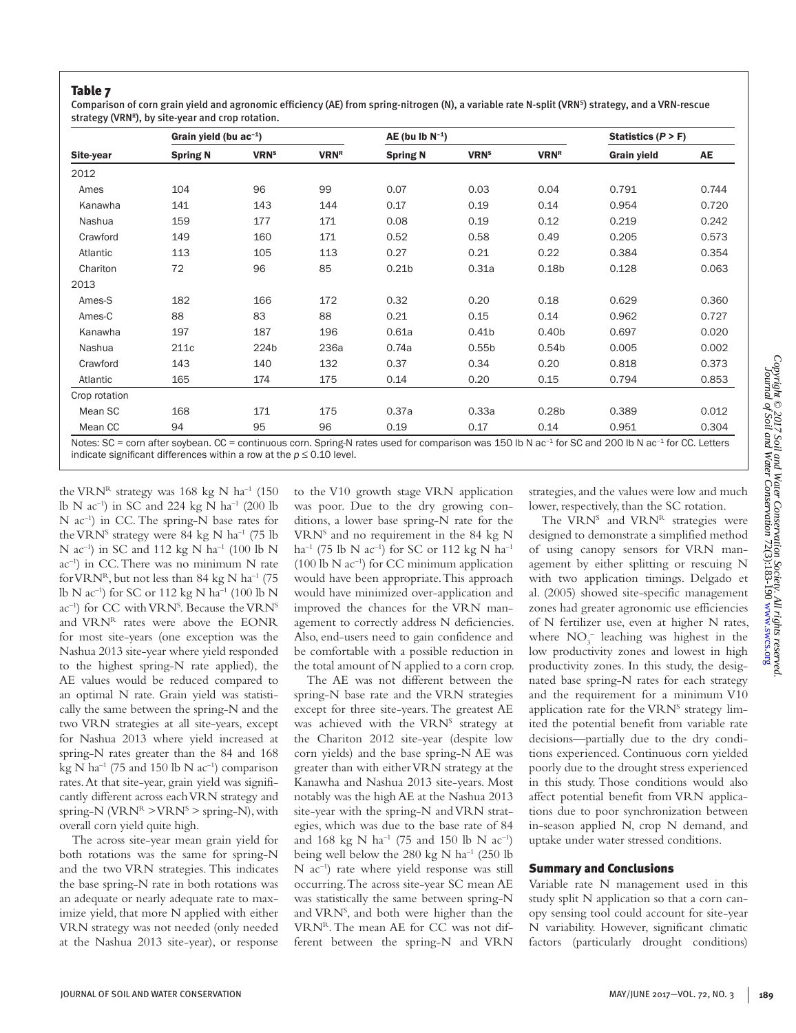## Table 7

Comparison of corn grain yield and agronomic efficiency (AE) from spring-nitrogen (N), a variable rate N-split (VRN$^S$) strategy, and a VRN-rescue strategy (VRN$^R$), by site-year and crop rotation.

| | Grain yield (bu ac$^{-1}$) | | | AE (bu lb N$^{-1}$) | | | Statistics ($P > F$) | |
|---|---|---|---|---|---|---|---|---|
| Site-year | Spring N | VRN$^S$ | VRN$^R$ | Spring N | VRN$^S$ | VRN$^R$ | Grain yield | AE |
| 2012 | | | | | | | | |
| Ames | 104 | 96 | 99 | 0.07 | 0.03 | 0.04 | 0.791 | 0.744 |
| Kanawha | 141 | 143 | 144 | 0.17 | 0.19 | 0.14 | 0.954 | 0.720 |
| Nashua | 159 | 177 | 171 | 0.08 | 0.19 | 0.12 | 0.219 | 0.242 |
| Crawford | 149 | 160 | 171 | 0.52 | 0.58 | 0.49 | 0.205 | 0.573 |
| Atlantic | 113 | 105 | 113 | 0.27 | 0.21 | 0.22 | 0.384 | 0.354 |
| Chariton | 72 | 96 | 85 | 0.21b | 0.31a | 0.18b | 0.128 | 0.063 |
| 2013 | | | | | | | | |
| Ames-S | 182 | 166 | 172 | 0.32 | 0.20 | 0.18 | 0.629 | 0.360 |
| Ames-C | 88 | 83 | 88 | 0.21 | 0.15 | 0.14 | 0.962 | 0.727 |
| Kanawha | 197 | 187 | 196 | 0.61a | 0.41b | 0.40b | 0.697 | 0.020 |
| Nashua | 211c | 224b | 236a | 0.74a | 0.55b | 0.54b | 0.005 | 0.002 |
| Crawford | 143 | 140 | 132 | 0.37 | 0.34 | 0.20 | 0.818 | 0.373 |
| Atlantic | 165 | 174 | 175 | 0.14 | 0.20 | 0.15 | 0.794 | 0.853 |
| Crop rotation | | | | | | | | |
| Mean SC | 168 | 171 | 175 | 0.37a | 0.33a | 0.28b | 0.389 | 0.012 |
| Mean CC | 94 | 95 | 96 | 0.19 | 0.17 | 0.14 | 0.951 | 0.304 |

Notes: SC = corn after soybean. CC = continuous corn. Spring-N rates used for comparison was 150 lb N ac$^{-1}$ for SC and 200 lb N ac$^{-1}$ for CC. Letters indicate significant differences within a row at the $p \leq 0.10$ level.

the VRN$^R$ strategy was 168 kg N ha$^{-1}$ (150 lb N ac$^{-1}$) in SC and 224 kg N ha$^{-1}$ (200 lb N ac$^{-1}$) in CC. The spring-N base rates for the VRN$^S$ strategy were 84 kg N ha$^{-1}$ (75 lb N ac$^{-1}$) in SC and 112 kg N ha$^{-1}$ (100 lb N ac$^{-1}$) in CC. There was no minimum N rate for VRN$^R$, but not less than 84 kg N ha$^{-1}$ (75 lb N ac$^{-1}$) for SC or 112 kg N ha$^{-1}$ (100 lb N ac$^{-1}$) for CC with VRN$^S$. Because the VRN$^S$ and VRN$^R$ rates were above the EONR for most site-years (one exception was the Nashua 2013 site-year where yield responded to the highest spring-N rate applied), the AE values would be reduced compared to an optimal N rate. Grain yield was statistically the same between the spring-N and the two VRN strategies at all site-years, except for Nashua 2013 where yield increased at spring-N rates greater than the 84 and 168 kg N ha$^{-1}$ (75 and 150 lb N ac$^{-1}$) comparison rates. At that site-year, grain yield was significantly different across each VRN strategy and spring-N (VRN$^R$ > VRN$^S$ > spring-N), with overall corn yield quite high.

The across site-year mean grain yield for both rotations was the same for spring-N and the two VRN strategies. This indicates the base spring-N rate in both rotations was an adequate or nearly adequate rate to maximize yield, that more N applied with either VRN strategy was not needed (only needed at the Nashua 2013 site-year), or response to the V10 growth stage VRN application was poor. Due to the dry growing conditions, a lower base spring-N rate for the VRN$^S$ and no requirement in the 84 kg N ha$^{-1}$ (75 lb N ac$^{-1}$) for SC or 112 kg N ha$^{-1}$ (100 lb N ac$^{-1}$) for CC minimum application would have been appropriate. This approach would have minimized over-application and improved the chances for the VRN management to correctly address N deficiencies. Also, end-users need to gain confidence and be comfortable with a possible reduction in the total amount of N applied to a corn crop.

The AE was not different between the spring-N base rate and the VRN strategies except for three site-years. The greatest AE was achieved with the VRN$^S$ strategy at the Chariton 2012 site-year (despite low corn yields) and the base spring-N AE was greater than with either VRN strategy at the Kanawha and Nashua 2013 site-years. Most notably was the high AE at the Nashua 2013 site-year with the spring-N and VRN strategies, which was due to the base rate of 84 and 168 kg N ha$^{-1}$ (75 and 150 lb N ac$^{-1}$) being well below the 280 kg N ha$^{-1}$ (250 lb N ac$^{-1}$) rate where yield response was still occurring. The across site-year SC mean AE was statistically the same between spring-N and VRN$^S$, and both were higher than the VRN$^R$. The mean AE for CC was not different between the spring-N and VRN strategies, and the values were low and much lower, respectively, than the SC rotation.

The VRN$^S$ and VRN$^R$ strategies were designed to demonstrate a simplified method of using canopy sensors for VRN management by either splitting or rescuing N with two application timings. Delgado et al. (2005) showed site-specific management zones had greater agronomic use efficiencies of N fertilizer use, even at higher N rates, where $NO_3^-$ leaching was highest in the low productivity zones and lowest in high productivity zones. In this study, the designated base spring-N rates for each strategy and the requirement for a minimum V10 application rate for the VRN$^S$ strategy limited the potential benefit from variable rate decisions—partially due to the dry conditions experienced. Continuous corn yielded poorly due to the drought stress experienced in this study. Those conditions would also affect potential benefit from VRN applications due to poor synchronization between in-season applied N, crop N demand, and uptake under water stressed conditions.

## Summary and Conclusions

Variable rate N management used in this study split N application so that a corn canopy sensing tool could account for site-year N variability. However, significant climatic factors (particularly drought conditions)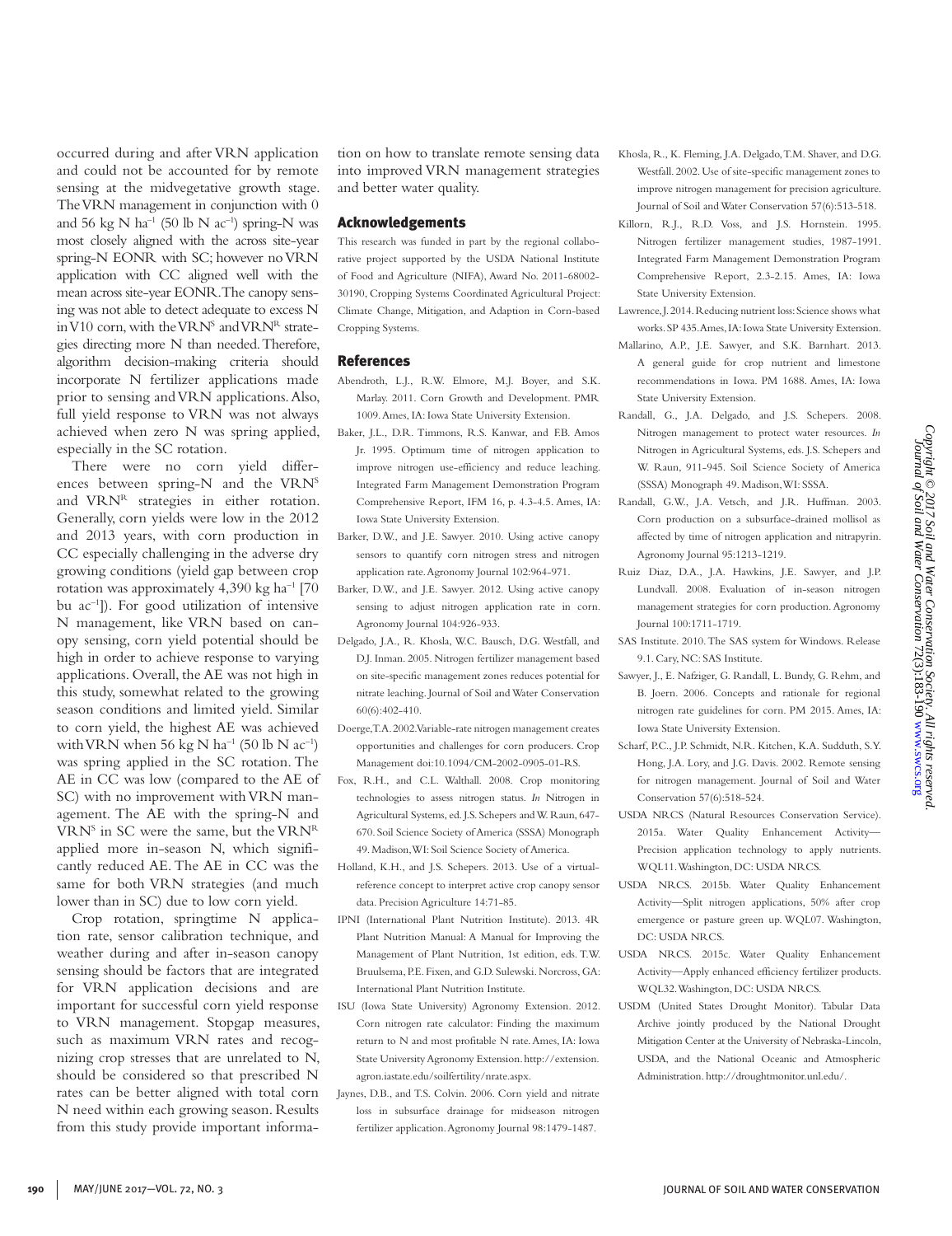occurred during and after VRN application and could not be accounted for by remote sensing at the midvegetative growth stage. The VRN management in conjunction with 0 and 56 kg N ha$^{-1}$ (50 lb N ac$^{-1}$) spring-N was most closely aligned with the across site-year spring-N EONR with SC; however no VRN application with CC aligned well with the mean across site-year EONR. The canopy sensing was not able to detect adequate to excess N in V10 corn, with the VRN$^S$ and VRN$^R$ strategies directing more N than needed. Therefore, algorithm decision-making criteria should incorporate N fertilizer applications made prior to sensing and VRN applications. Also, full yield response to VRN was not always achieved when zero N was spring applied, especially in the SC rotation.

There were no corn yield differences between spring-N and the VRN$^S$ and VRN$^R$ strategies in either rotation. Generally, corn yields were low in the 2012 and 2013 years, with corn production in CC especially challenging in the adverse dry growing conditions (yield gap between crop rotation was approximately 4,390 kg ha$^{-1}$ [70 bu ac$^{-1}$]). For good utilization of intensive N management, like VRN based on canopy sensing, corn yield potential should be high in order to achieve response to varying applications. Overall, the AE was not high in this study, somewhat related to the growing season conditions and limited yield. Similar to corn yield, the highest AE was achieved with VRN when 56 kg N ha$^{-1}$ (50 lb N ac$^{-1}$) was spring applied in the SC rotation. The AE in CC was low (compared to the AE of SC) with no improvement with VRN management. The AE with the spring-N and VRN$^S$ in SC were the same, but the VRN$^R$ applied more in-season N, which significantly reduced AE. The AE in CC was the same for both VRN strategies (and much lower than in SC) due to low corn yield.

Crop rotation, springtime N application rate, sensor calibration technique, and weather during and after in-season canopy sensing should be factors that are integrated for VRN application decisions and are important for successful corn yield response to VRN management. Stopgap measures, such as maximum VRN rates and recognizing crop stresses that are unrelated to N, should be considered so that prescribed N rates can be better aligned with total corn N need within each growing season. Results from this study provide important information on how to translate remote sensing data into improved VRN management strategies and better water quality.

## Acknowledgements

This research was funded in part by the regional collaborative project supported by the USDA National Institute of Food and Agriculture (NIFA), Award No. 2011-68002-30190, Cropping Systems Coordinated Agricultural Project: Climate Change, Mitigation, and Adaption in Corn-based Cropping Systems.

## References

Abendroth, L.J., R.W. Elmore, M.J. Boyer, and S.K. Marlay. 2011. Corn Growth and Development. PMR 1009. Ames, IA: Iowa State University Extension.

Baker, J.L., D.R. Timmons, R.S. Kanwar, and F.B. Amos Jr. 1995. Optimum time of nitrogen application to improve nitrogen use-efficiency and reduce leaching. Integrated Farm Management Demonstration Program Comprehensive Report, IFM 16, p. 4.3-4.5. Ames, IA: Iowa State University Extension.

Barker, D.W., and J.E. Sawyer. 2010. Using active canopy sensors to quantify corn nitrogen stress and nitrogen application rate. Agronomy Journal 102:964-971.

Barker, D.W., and J.E. Sawyer. 2012. Using active canopy sensing to adjust nitrogen application rate in corn. Agronomy Journal 104:926-933.

Delgado, J.A., R. Khosla, W.C. Bausch, D.G. Westfall, and D.J. Inman. 2005. Nitrogen fertilizer management based on site-specific management zones reduces potential for nitrate leaching. Journal of Soil and Water Conservation 60(6):402-410.

Doerge, T.A. 2002. Variable-rate nitrogen management creates opportunities and challenges for corn producers. Crop Management doi:10.1094/CM-2002-0905-01-RS.

Fox, R.H., and C.L. Walthall. 2008. Crop monitoring technologies to assess nitrogen status. *In* Nitrogen in Agricultural Systems, ed. J.S. Schepers and W. Raun, 647-670. Soil Science Society of America (SSSA) Monograph 49. Madison, WI: Soil Science Society of America.

Holland, K.H., and J.S. Schepers. 2013. Use of a virtual-reference concept to interpret active crop canopy sensor data. Precision Agriculture 14:71-85.

IPNI (International Plant Nutrition Institute). 2013. 4R Plant Nutrition Manual: A Manual for Improving the Management of Plant Nutrition, 1st edition, eds. T.W. Bruulsema, P.E. Fixen, and G.D. Sulewski. Norcross, GA: International Plant Nutrition Institute.

ISU (Iowa State University) Agronomy Extension. 2012. Corn nitrogen rate calculator: Finding the maximum return to N and most profitable N rate. Ames, IA: Iowa State University Agronomy Extension. http://extension.agron.iastate.edu/soilfertility/nrate.aspx.

Jaynes, D.B., and T.S. Colvin. 2006. Corn yield and nitrate loss in subsurface drainage for midseason nitrogen fertilizer application. Agronomy Journal 98:1479-1487.

Khosla, R., K. Fleming, J.A. Delgado, T.M. Shaver, and D.G. Westfall. 2002. Use of site-specific management zones to improve nitrogen management for precision agriculture. Journal of Soil and Water Conservation 57(6):513-518.

Killorn, R.J., R.D. Voss, and J.S. Hornstein. 1995. Nitrogen fertilizer management studies, 1987-1991. Integrated Farm Management Demonstration Program Comprehensive Report, 2.3-2.15. Ames, IA: Iowa State University Extension.

Lawrence, J. 2014. Reducing nutrient loss: Science shows what works. SP 435. Ames, IA: Iowa State University Extension.

Mallarino, A.P., J.E. Sawyer, and S.K. Barnhart. 2013. A general guide for crop nutrient and limestone recommendations in Iowa. PM 1688. Ames, IA: Iowa State University Extension.

Randall, G., J.A. Delgado, and J.S. Schepers. 2008. Nitrogen management to protect water resources. *In* Nitrogen in Agricultural Systems, eds. J.S. Schepers and W. Raun, 911-945. Soil Science Society of America (SSSA) Monograph 49. Madison, WI: SSSA.

Randall, G.W., J.A. Vetsch, and J.R. Huffman. 2003. Corn production on a subsurface-drained mollisol as affected by time of nitrogen application and nitrapyrin. Agronomy Journal 95:1213-1219.

Ruiz Diaz, D.A., J.A. Hawkins, J.E. Sawyer, and J.P. Lundvall. 2008. Evaluation of in-season nitrogen management strategies for corn production. Agronomy Journal 100:1711-1719.

SAS Institute. 2010. The SAS system for Windows. Release 9.1. Cary, NC: SAS Institute.

Sawyer, J., E. Nafziger, G. Randall, L. Bundy, G. Rehm, and B. Joern. 2006. Concepts and rationale for regional nitrogen rate guidelines for corn. PM 2015. Ames, IA: Iowa State University Extension.

Scharf, P.C., J.P. Schmidt, N.R. Kitchen, K.A. Sudduth, S.Y. Hong, J.A. Lory, and J.G. Davis. 2002. Remote sensing for nitrogen management. Journal of Soil and Water Conservation 57(6):518-524.

USDA NRCS (Natural Resources Conservation Service). 2015a. Water Quality Enhancement Activity—Precision application technology to apply nutrients. WQL11. Washington, DC: USDA NRCS.

USDA NRCS. 2015b. Water Quality Enhancement Activity—Split nitrogen applications, 50% after crop emergence or pasture green up. WQL07. Washington, DC: USDA NRCS.

USDA NRCS. 2015c. Water Quality Enhancement Activity—Apply enhanced efficiency fertilizer products. WQL32. Washington, DC: USDA NRCS.

USDM (United States Drought Monitor). Tabular Data Archive jointly produced by the National Drought Mitigation Center at the University of Nebraska-Lincoln, USDA, and the National Oceanic and Atmospheric Administration. http://droughtmonitor.unl.edu/.